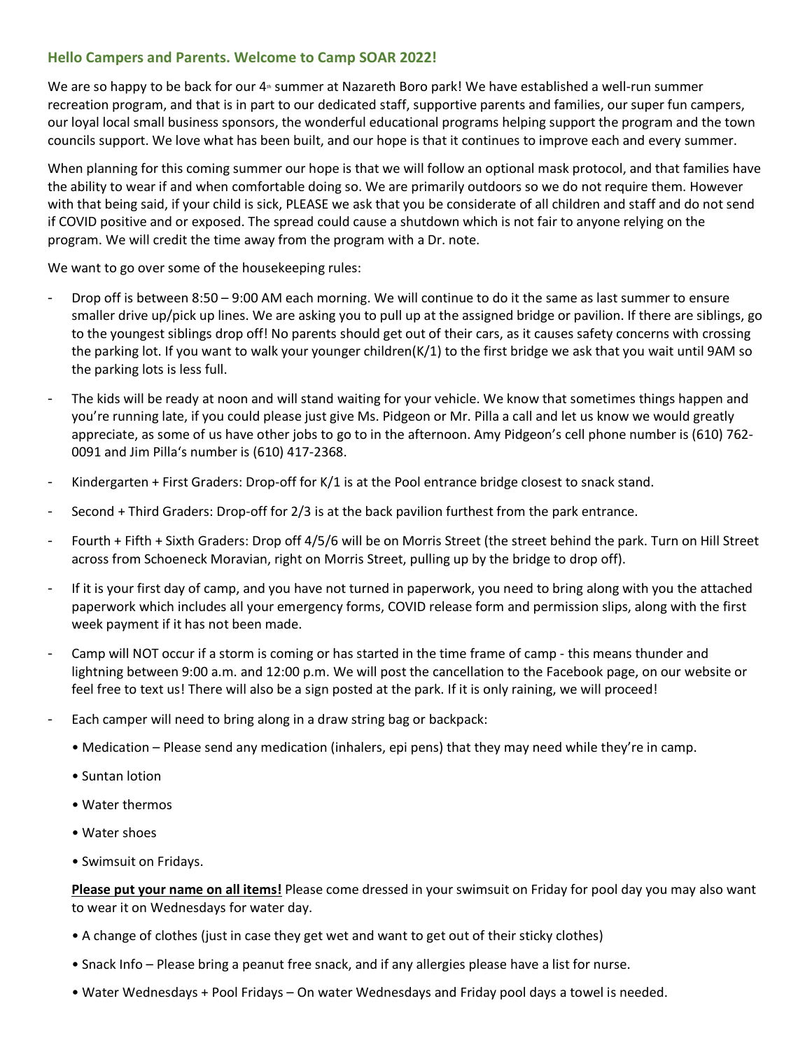## Hello Campers and Parents. Welcome to Camp SOAR 2022!

We are so happy to be back for our 4th summer at Nazareth Boro park! We have established a well-run summer recreation program, and that is in part to our dedicated staff, supportive parents and families, our super fun campers, our loyal local small business sponsors, the wonderful educational programs helping support the program and the town councils support. We love what has been built, and our hope is that it continues to improve each and every summer.

When planning for this coming summer our hope is that we will follow an optional mask protocol, and that families have the ability to wear if and when comfortable doing so. We are primarily outdoors so we do not require them. However with that being said, if your child is sick, PLEASE we ask that you be considerate of all children and staff and do not send if COVID positive and or exposed. The spread could cause a shutdown which is not fair to anyone relying on the program. We will credit the time away from the program with a Dr. note.

We want to go over some of the housekeeping rules:

- Drop off is between 8:50 – 9:00 AM each morning. We will continue to do it the same as last summer to ensure smaller drive up/pick up lines. We are asking you to pull up at the assigned bridge or pavilion. If there are siblings, go to the youngest siblings drop off! No parents should get out of their cars, as it causes safety concerns with crossing the parking lot. If you want to walk your younger children(K/1) to the first bridge we ask that you wait until 9AM so the parking lots is less full.
- The kids will be ready at noon and will stand waiting for your vehicle. We know that sometimes things happen and you're running late, if you could please just give Ms. Pidgeon or Mr. Pilla a call and let us know we would greatly appreciate, as some of us have other jobs to go to in the afternoon. Amy Pidgeon's cell phone number is (610) 762-0091 and Jim Pilla's number is (610) 417-2368.
- Kindergarten + First Graders: Drop-off for K/1 is at the Pool entrance bridge closest to snack stand.
- Second + Third Graders: Drop-off for 2/3 is at the back pavilion furthest from the park entrance.
- Fourth + Fifth + Sixth Graders: Drop off 4/5/6 will be on Morris Street (the street behind the park. Turn on Hill Street across from Schoeneck Moravian, right on Morris Street, pulling up by the bridge to drop off).
- If it is your first day of camp, and you have not turned in paperwork, you need to bring along with you the attached paperwork which includes all your emergency forms, COVID release form and permission slips, along with the first week payment if it has not been made.
- Camp will NOT occur if a storm is coming or has started in the time frame of camp - this means thunder and lightning between 9:00 a.m. and 12:00 p.m. We will post the cancellation to the Facebook page, on our website or feel free to text us! There will also be a sign posted at the park. If it is only raining, we will proceed!
- Each camper will need to bring along in a draw string bag or backpack:
  - Medication – Please send any medication (inhalers, epi pens) that they may need while they're in camp.
  - Suntan lotion
  - Water thermos
  - Water shoes
  - Swimsuit on Fridays.

  **Please put your name on all items!** Please come dressed in your swimsuit on Friday for pool day you may also want to wear it on Wednesdays for water day.

  - A change of clothes (just in case they get wet and want to get out of their sticky clothes)
  - Snack Info – Please bring a peanut free snack, and if any allergies please have a list for nurse.
  - Water Wednesdays + Pool Fridays – On water Wednesdays and Friday pool days a towel is needed.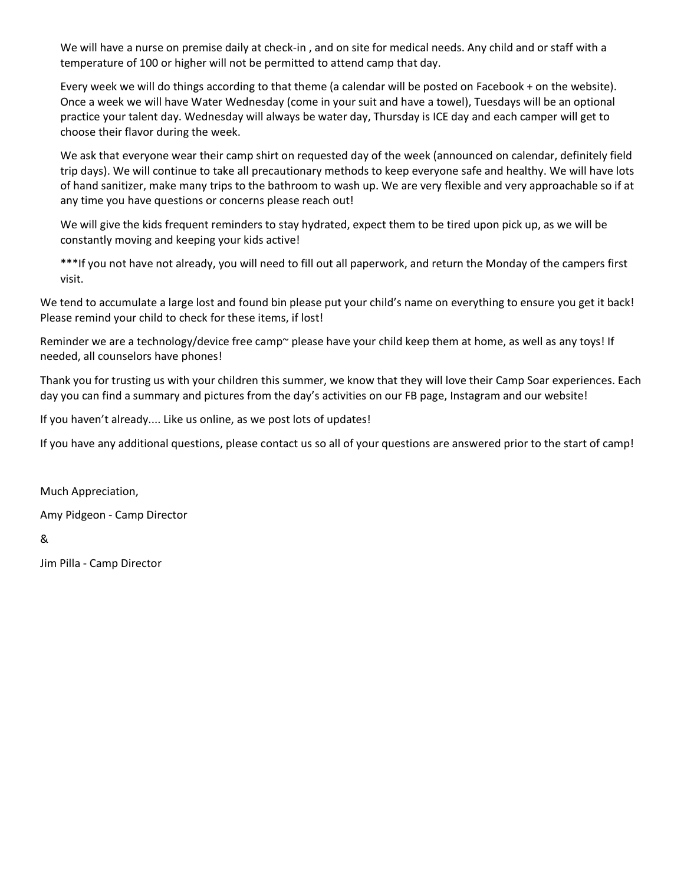We will have a nurse on premise daily at check-in , and on site for medical needs. Any child and or staff with a temperature of 100 or higher will not be permitted to attend camp that day.

Every week we will do things according to that theme (a calendar will be posted on Facebook + on the website). Once a week we will have Water Wednesday (come in your suit and have a towel), Tuesdays will be an optional practice your talent day. Wednesday will always be water day, Thursday is ICE day and each camper will get to choose their flavor during the week.

We ask that everyone wear their camp shirt on requested day of the week (announced on calendar, definitely field trip days). We will continue to take all precautionary methods to keep everyone safe and healthy. We will have lots of hand sanitizer, make many trips to the bathroom to wash up. We are very flexible and very approachable so if at any time you have questions or concerns please reach out!

We will give the kids frequent reminders to stay hydrated, expect them to be tired upon pick up, as we will be constantly moving and keeping your kids active!

***If you not have not already, you will need to fill out all paperwork, and return the Monday of the campers first visit.

We tend to accumulate a large lost and found bin please put your child's name on everything to ensure you get it back! Please remind your child to check for these items, if lost!

Reminder we are a technology/device free camp~ please have your child keep them at home, as well as any toys! If needed, all counselors have phones!

Thank you for trusting us with your children this summer, we know that they will love their Camp Soar experiences. Each day you can find a summary and pictures from the day's activities on our FB page, Instagram and our website!

If you haven't already.... Like us online, as we post lots of updates!

If you have any additional questions, please contact us so all of your questions are answered prior to the start of camp!

Much Appreciation,

Amy Pidgeon - Camp Director

&

Jim Pilla - Camp Director